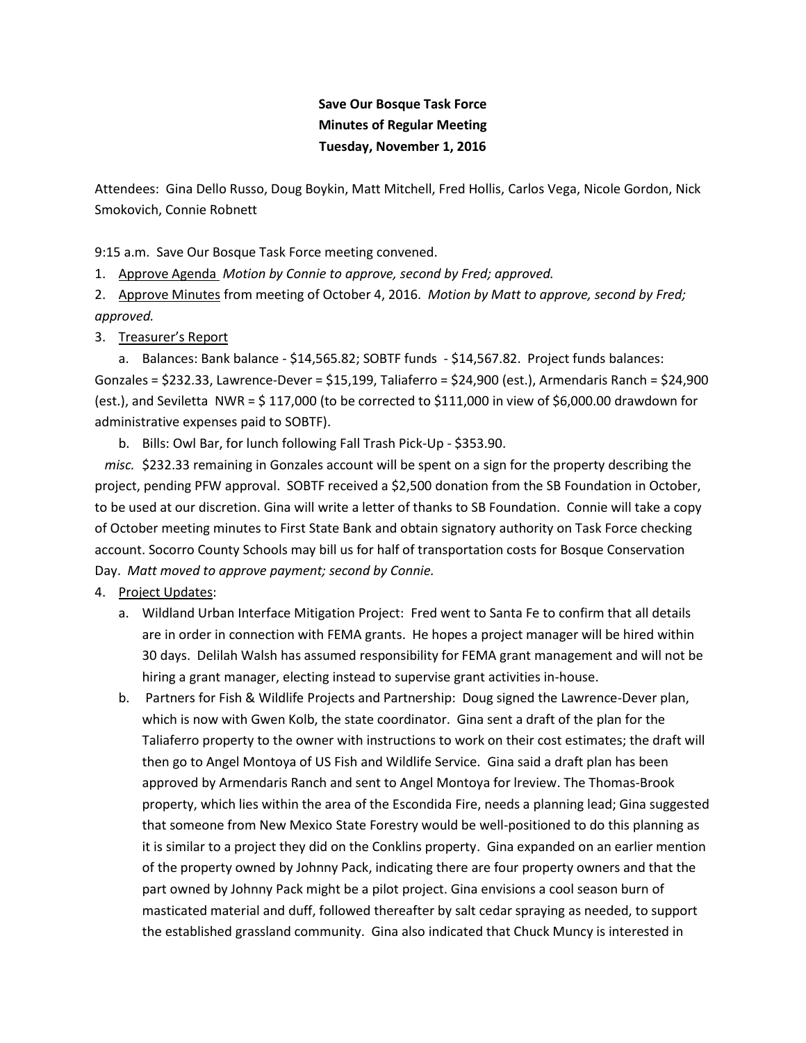**Save Our Bosque Task Force**
**Minutes of Regular Meeting**
**Tuesday, November 1, 2016**

Attendees: Gina Dello Russo, Doug Boykin, Matt Mitchell, Fred Hollis, Carlos Vega, Nicole Gordon, Nick Smokovich, Connie Robnett

9:15 a.m. Save Our Bosque Task Force meeting convened.

1. Approve Agenda *Motion by Connie to approve, second by Fred; approved.*
2. Approve Minutes from meeting of October 4, 2016. *Motion by Matt to approve, second by Fred; approved.*
3. Treasurer's Report
   a. Balances: Bank balance - $14,565.82; SOBTF funds - $14,567.82. Project funds balances: Gonzales = $232.33, Lawrence-Dever = $15,199, Taliaferro = $24,900 (est.), Armendaris Ranch = $24,900 (est.), and Seviletta NWR = $ 117,000 (to be corrected to $111,000 in view of $6,000.00 drawdown for administrative expenses paid to SOBTF).
   b. Bills: Owl Bar, for lunch following Fall Trash Pick-Up - $353.90.

   *misc.* $232.33 remaining in Gonzales account will be spent on a sign for the property describing the project, pending PFW approval. SOBTF received a $2,500 donation from the SB Foundation in October, to be used at our discretion. Gina will write a letter of thanks to SB Foundation. Connie will take a copy of October meeting minutes to First State Bank and obtain signatory authority on Task Force checking account. Socorro County Schools may bill us for half of transportation costs for Bosque Conservation Day. *Matt moved to approve payment; second by Connie.*
4. Project Updates:
   a. Wildland Urban Interface Mitigation Project: Fred went to Santa Fe to confirm that all details are in order in connection with FEMA grants. He hopes a project manager will be hired within 30 days. Delilah Walsh has assumed responsibility for FEMA grant management and will not be hiring a grant manager, electing instead to supervise grant activities in-house.
   b. Partners for Fish & Wildlife Projects and Partnership: Doug signed the Lawrence-Dever plan, which is now with Gwen Kolb, the state coordinator. Gina sent a draft of the plan for the Taliaferro property to the owner with instructions to work on their cost estimates; the draft will then go to Angel Montoya of US Fish and Wildlife Service. Gina said a draft plan has been approved by Armendaris Ranch and sent to Angel Montoya for lreview. The Thomas-Brook property, which lies within the area of the Escondida Fire, needs a planning lead; Gina suggested that someone from New Mexico State Forestry would be well-positioned to do this planning as it is similar to a project they did on the Conklins property. Gina expanded on an earlier mention of the property owned by Johnny Pack, indicating there are four property owners and that the part owned by Johnny Pack might be a pilot project. Gina envisions a cool season burn of masticated material and duff, followed thereafter by salt cedar spraying as needed, to support the established grassland community. Gina also indicated that Chuck Muncy is interested in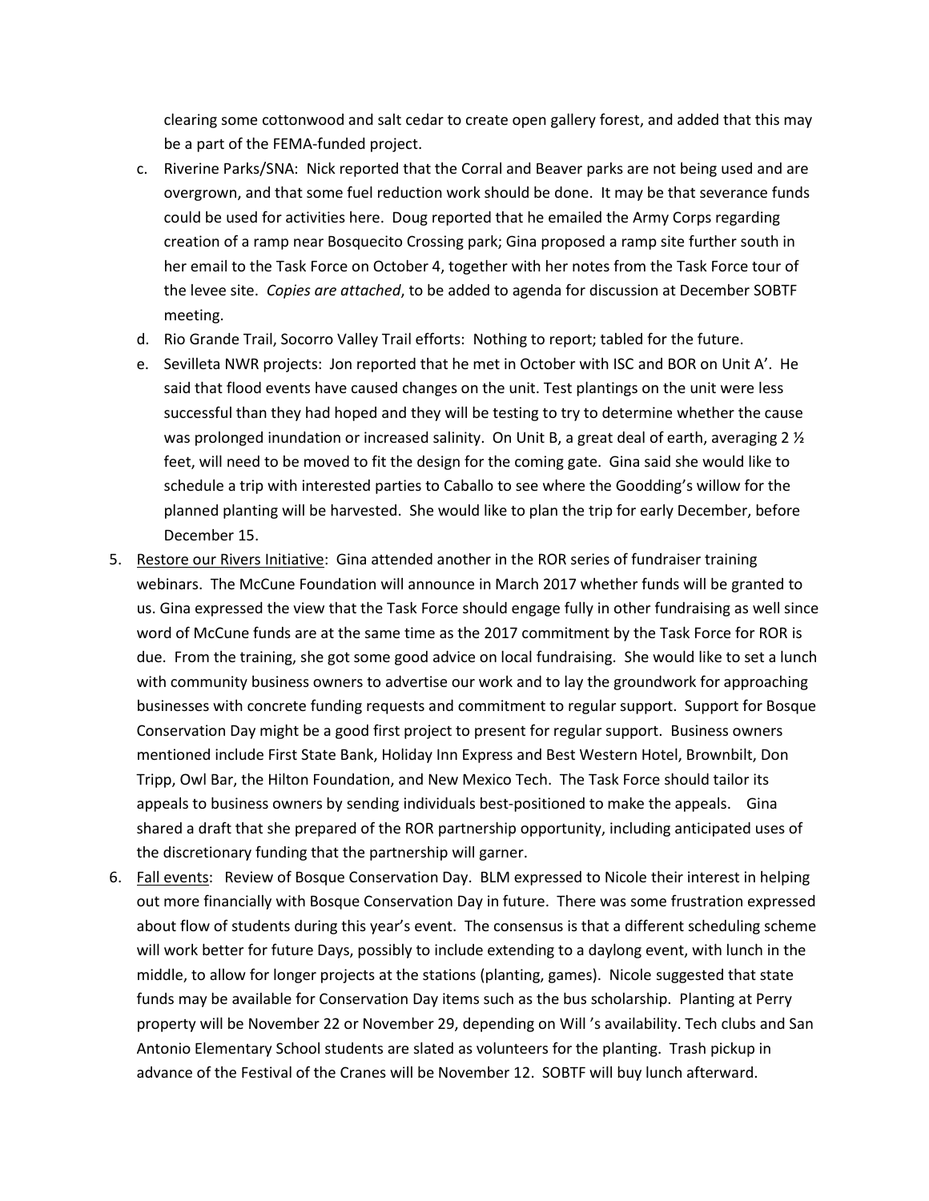clearing some cottonwood and salt cedar to create open gallery forest, and added that this may be a part of the FEMA-funded project.

c. Riverine Parks/SNA: Nick reported that the Corral and Beaver parks are not being used and are overgrown, and that some fuel reduction work should be done. It may be that severance funds could be used for activities here. Doug reported that he emailed the Army Corps regarding creation of a ramp near Bosquecito Crossing park; Gina proposed a ramp site further south in her email to the Task Force on October 4, together with her notes from the Task Force tour of the levee site. *Copies are attached*, to be added to agenda for discussion at December SOBTF meeting.
d. Rio Grande Trail, Socorro Valley Trail efforts: Nothing to report; tabled for the future.
e. Sevilleta NWR projects: Jon reported that he met in October with ISC and BOR on Unit A'. He said that flood events have caused changes on the unit. Test plantings on the unit were less successful than they had hoped and they will be testing to try to determine whether the cause was prolonged inundation or increased salinity. On Unit B, a great deal of earth, averaging 2 ½ feet, will need to be moved to fit the design for the coming gate. Gina said she would like to schedule a trip with interested parties to Caballo to see where the Goodding's willow for the planned planting will be harvested. She would like to plan the trip for early December, before December 15.

5. Restore our Rivers Initiative: Gina attended another in the ROR series of fundraiser training webinars. The McCune Foundation will announce in March 2017 whether funds will be granted to us. Gina expressed the view that the Task Force should engage fully in other fundraising as well since word of McCune funds are at the same time as the 2017 commitment by the Task Force for ROR is due. From the training, she got some good advice on local fundraising. She would like to set a lunch with community business owners to advertise our work and to lay the groundwork for approaching businesses with concrete funding requests and commitment to regular support. Support for Bosque Conservation Day might be a good first project to present for regular support. Business owners mentioned include First State Bank, Holiday Inn Express and Best Western Hotel, Brownbilt, Don Tripp, Owl Bar, the Hilton Foundation, and New Mexico Tech. The Task Force should tailor its appeals to business owners by sending individuals best-positioned to make the appeals. Gina shared a draft that she prepared of the ROR partnership opportunity, including anticipated uses of the discretionary funding that the partnership will garner.
6. Fall events: Review of Bosque Conservation Day. BLM expressed to Nicole their interest in helping out more financially with Bosque Conservation Day in future. There was some frustration expressed about flow of students during this year's event. The consensus is that a different scheduling scheme will work better for future Days, possibly to include extending to a daylong event, with lunch in the middle, to allow for longer projects at the stations (planting, games). Nicole suggested that state funds may be available for Conservation Day items such as the bus scholarship. Planting at Perry property will be November 22 or November 29, depending on Will 's availability. Tech clubs and San Antonio Elementary School students are slated as volunteers for the planting. Trash pickup in advance of the Festival of the Cranes will be November 12. SOBTF will buy lunch afterward.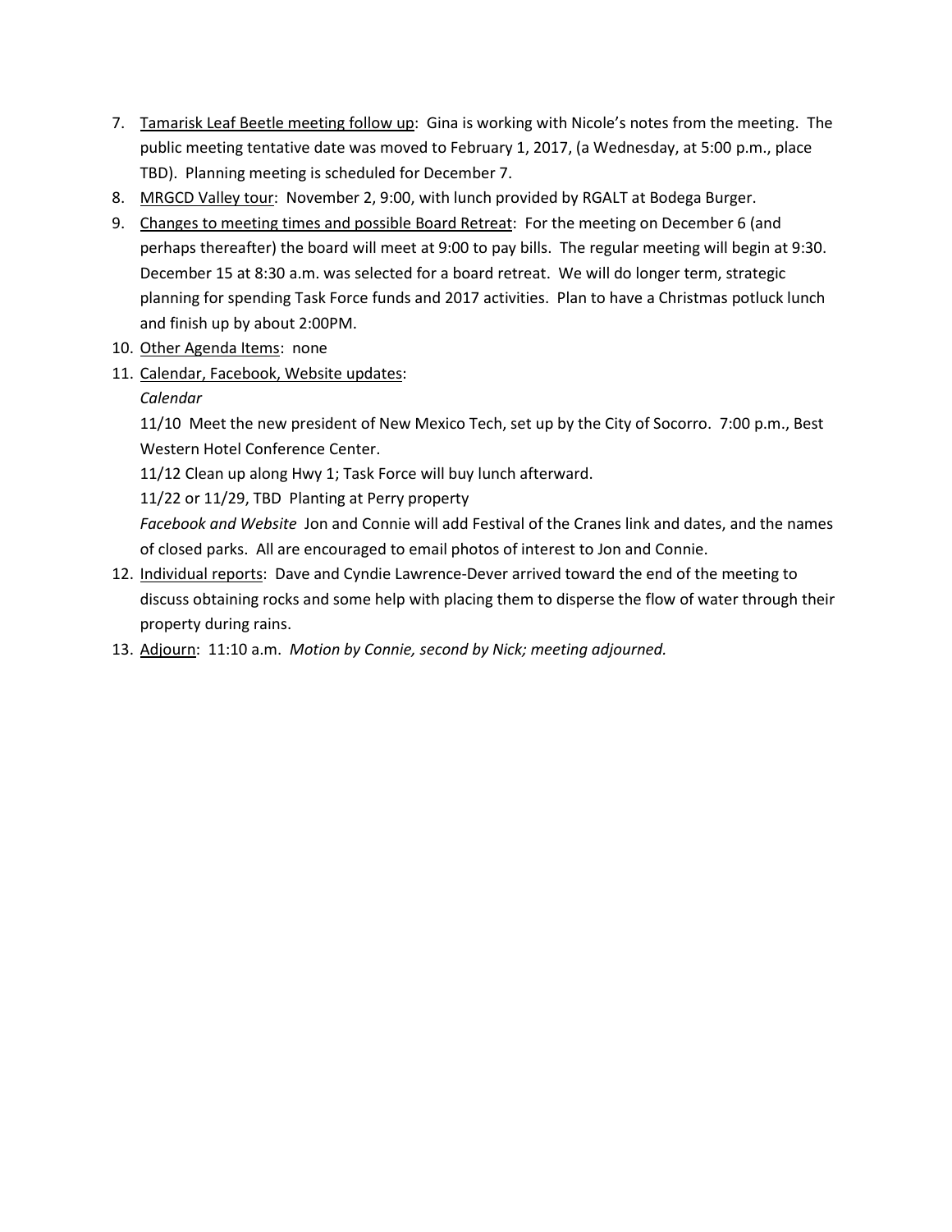7. <u>Tamarisk Leaf Beetle meeting follow up</u>: Gina is working with Nicole's notes from the meeting. The public meeting tentative date was moved to February 1, 2017, (a Wednesday, at 5:00 p.m., place TBD). Planning meeting is scheduled for December 7.
8. <u>MRGCD Valley tour</u>: November 2, 9:00, with lunch provided by RGALT at Bodega Burger.
9. <u>Changes to meeting times and possible Board Retreat</u>: For the meeting on December 6 (and perhaps thereafter) the board will meet at 9:00 to pay bills. The regular meeting will begin at 9:30. December 15 at 8:30 a.m. was selected for a board retreat. We will do longer term, strategic planning for spending Task Force funds and 2017 activities. Plan to have a Christmas potluck lunch and finish up by about 2:00PM.
10. <u>Other Agenda Items</u>: none
11. <u>Calendar, Facebook, Website updates</u>:

    *Calendar*

    11/10 Meet the new president of New Mexico Tech, set up by the City of Socorro. 7:00 p.m., Best Western Hotel Conference Center.

    11/12 Clean up along Hwy 1; Task Force will buy lunch afterward.

    11/22 or 11/29, TBD Planting at Perry property

    *Facebook and Website* Jon and Connie will add Festival of the Cranes link and dates, and the names of closed parks. All are encouraged to email photos of interest to Jon and Connie.
12. <u>Individual reports</u>: Dave and Cyndie Lawrence-Dever arrived toward the end of the meeting to discuss obtaining rocks and some help with placing them to disperse the flow of water through their property during rains.
13. <u>Adjourn</u>: 11:10 a.m. *Motion by Connie, second by Nick; meeting adjourned.*